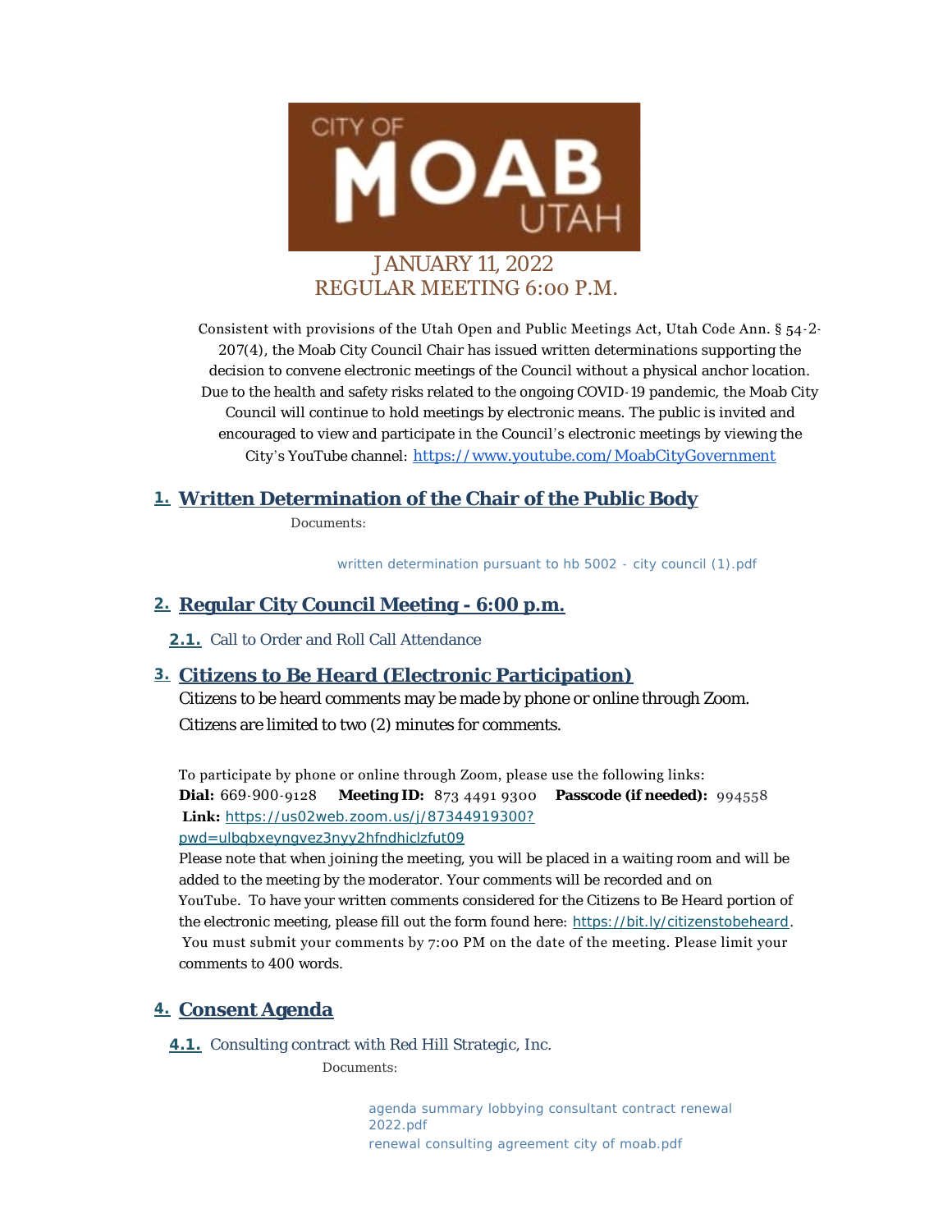# JANUARY 11, 2022
## REGULAR MEETING 6:00 P.M.

Consistent with provisions of the Utah Open and Public Meetings Act, Utah Code Ann. § 54-2-207(4), the Moab City Council Chair has issued written determinations supporting the decision to convene electronic meetings of the Council without a physical anchor location. Due to the health and safety risks related to the ongoing COVID-19 pandemic, the Moab City Council will continue to hold meetings by electronic means. The public is invited and encouraged to view and participate in the Council's electronic meetings by viewing the City's YouTube channel: https://www.youtube.com/MoabCityGovernment

## 1. Written Determination of the Chair of the Public Body

Documents:

written determination pursuant to hb 5002 - city council (1).pdf

## 2. Regular City Council Meeting - 6:00 p.m.

**2.1.** Call to Order and Roll Call Attendance

## 3. Citizens to Be Heard (Electronic Participation)

Citizens to be heard comments may be made by phone or online through Zoom. Citizens are limited to two (2) minutes for comments.

To participate by phone or online through Zoom, please use the following links:
**Dial:** 669-900-9128 **Meeting ID:** 873 4491 9300 **Passcode (if needed):** 994558
**Link:** https://us02web.zoom.us/j/87344919300?pwd=ulbqbxeyngvez3nyy2hfndhiclzfut09
Please note that when joining the meeting, you will be placed in a waiting room and will be added to the meeting by the moderator. Your comments will be recorded and on YouTube. To have your written comments considered for the Citizens to Be Heard portion of the electronic meeting, please fill out the form found here: https://bit.ly/citizenstobeheard. You must submit your comments by 7:00 PM on the date of the meeting. Please limit your comments to 400 words.

## 4. Consent Agenda

**4.1.** Consulting contract with Red Hill Strategic, Inc.

Documents:

agenda summary lobbying consultant contract renewal 2022.pdf
renewal consulting agreement city of moab.pdf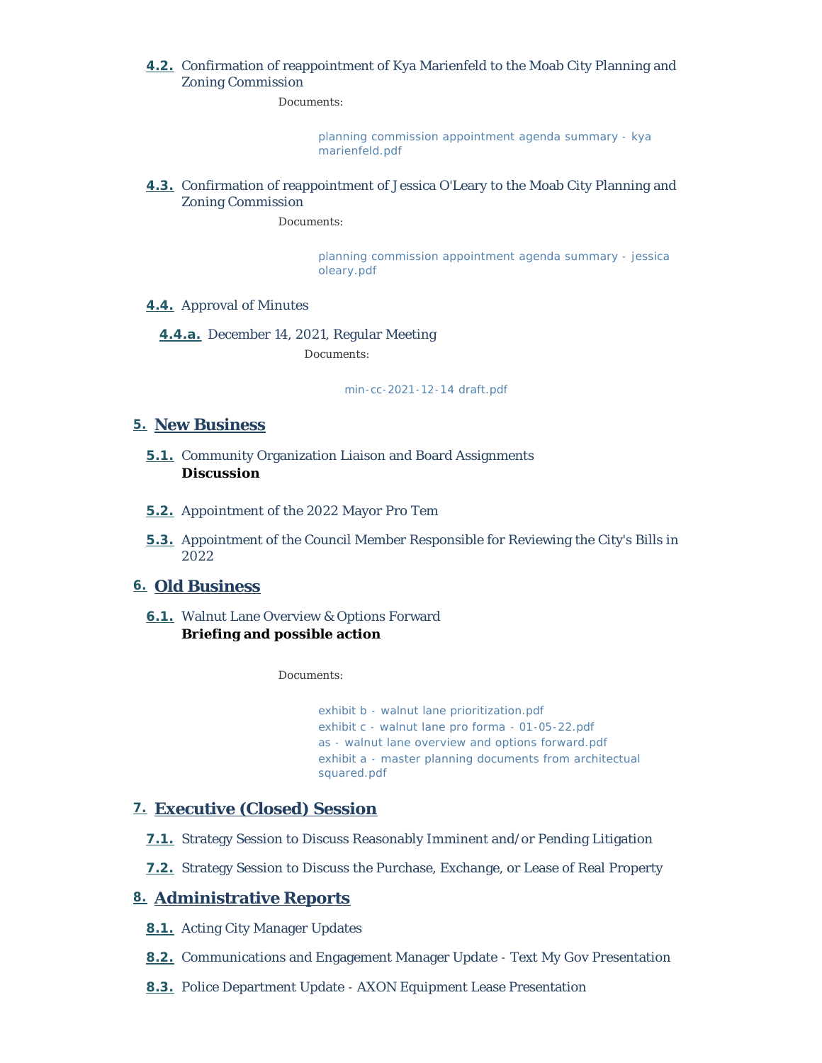**4.2.** Confirmation of reappointment of Kya Marienfeld to the Moab City Planning and Zoning Commission

Documents:

planning commission appointment agenda summary - kya marienfeld.pdf

**4.3.** Confirmation of reappointment of Jessica O'Leary to the Moab City Planning and Zoning Commission

Documents:

planning commission appointment agenda summary - jessica oleary.pdf

**4.4.** Approval of Minutes

**4.4.a.** December 14, 2021, Regular Meeting

Documents:

min-cc-2021-12-14 draft.pdf

## 5. New Business

**5.1.** Community Organization Liaison and Board Assignments
**Discussion**

**5.2.** Appointment of the 2022 Mayor Pro Tem

**5.3.** Appointment of the Council Member Responsible for Reviewing the City's Bills in 2022

## 6. Old Business

**6.1.** Walnut Lane Overview & Options Forward
**Briefing and possible action**

Documents:

exhibit b - walnut lane prioritization.pdf
exhibit c - walnut lane pro forma - 01-05-22.pdf
as - walnut lane overview and options forward.pdf
exhibit a - master planning documents from architectual squared.pdf

## 7. Executive (Closed) Session

**7.1.** Strategy Session to Discuss Reasonably Imminent and/or Pending Litigation

**7.2.** Strategy Session to Discuss the Purchase, Exchange, or Lease of Real Property

## 8. Administrative Reports

**8.1.** Acting City Manager Updates

**8.2.** Communications and Engagement Manager Update - Text My Gov Presentation

**8.3.** Police Department Update - AXON Equipment Lease Presentation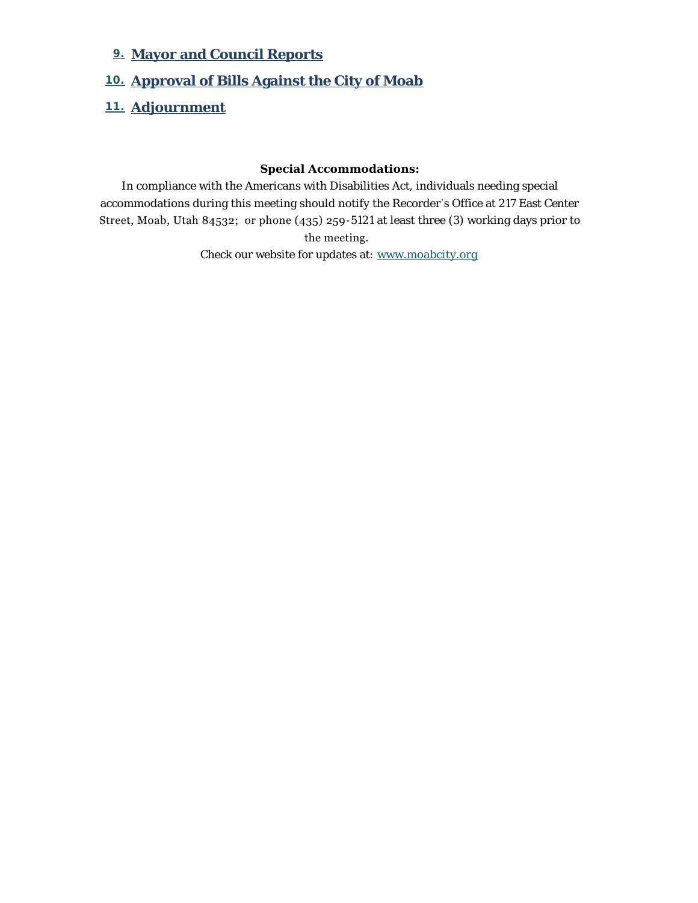9. **Mayor and Council Reports**

10. **Approval of Bills Against the City of Moab**

11. **Adjournment**

**Special Accommodations:**

In compliance with the Americans with Disabilities Act, individuals needing special accommodations during this meeting should notify the Recorder's Office at 217 East Center Street, Moab, Utah 84532; or phone (435) 259-5121 at least three (3) working days prior to the meeting.

Check our website for updates at: www.moabcity.org